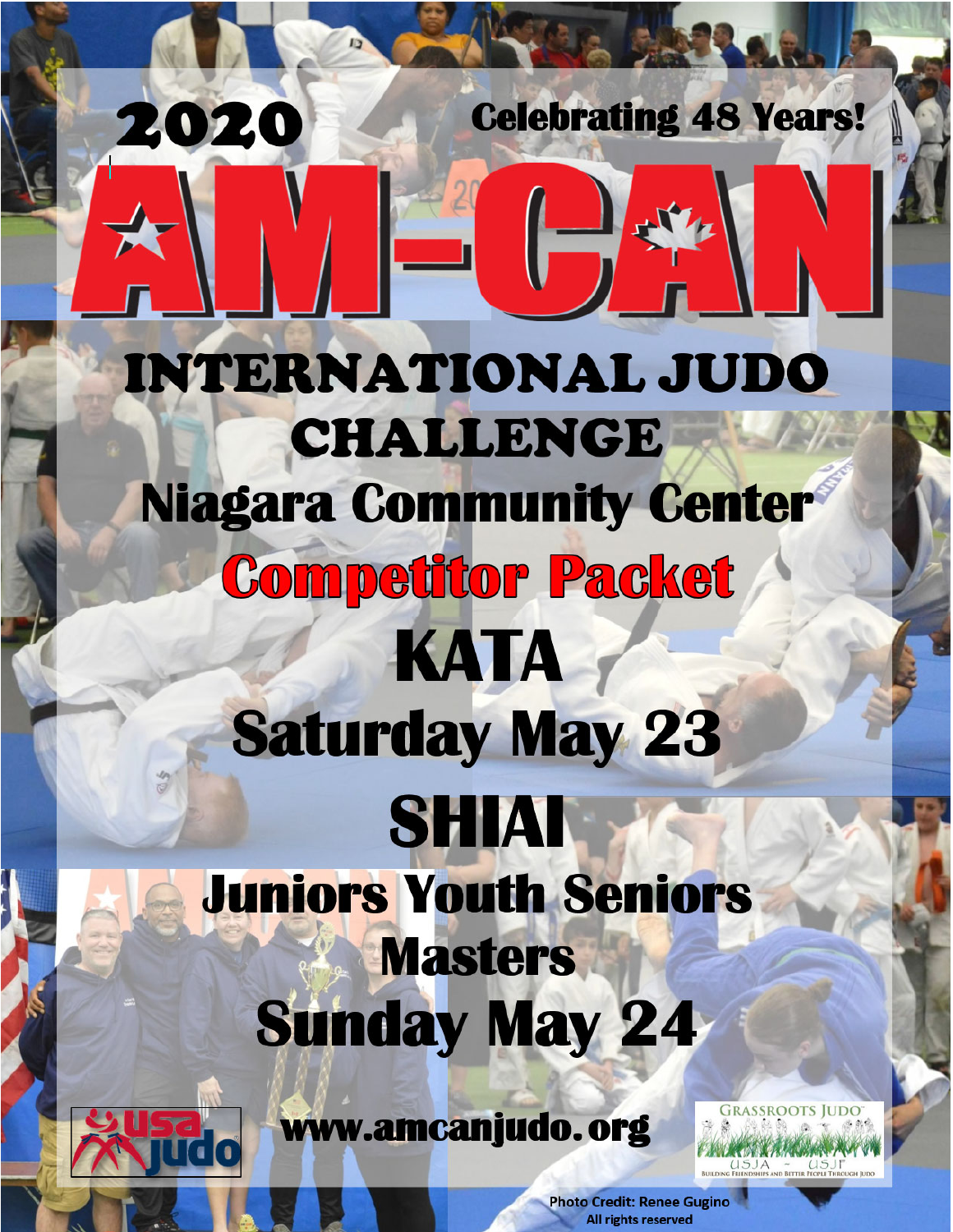2020

Celebrating 48 Years!

# AM-CAN

## INTERNATIONAL JUDO CHALLENGE

## Niagara Community Center

## Competitor Packet

## KATA

## Saturday May 23

## SHIAI

## Juniors Youth Seniors Masters

## Sunday May 24

www.amcanjudo.org

GRASSROOTS JUDO
USJA ~ USJF
BUILDING FRIENDSHIPS AND BETTER PEOPLE THROUGH JUDO

Photo Credit: Renee Gugino
All rights reserved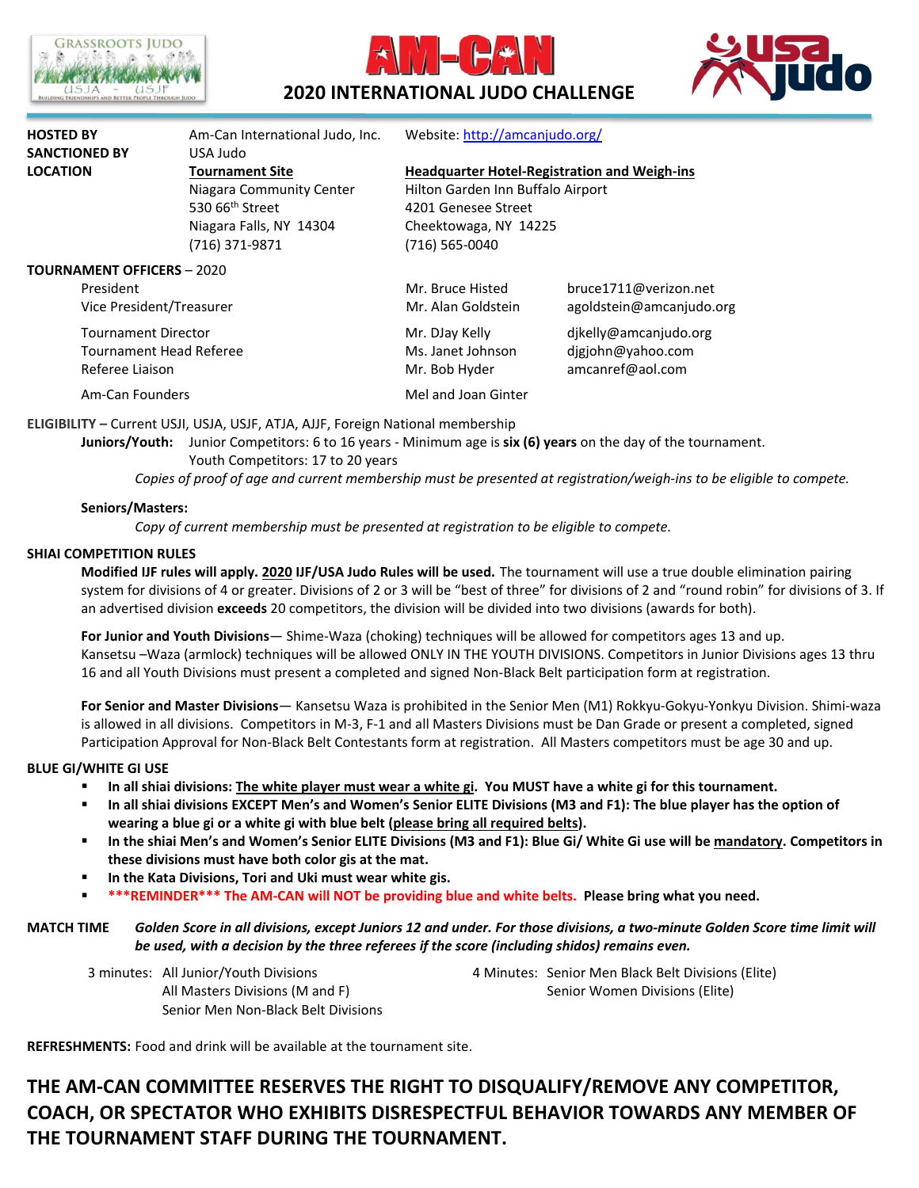# AM-CAN 2020 INTERNATIONAL JUDO CHALLENGE

| | | |
|---|---|---|
| **HOSTED BY** | Am-Can International Judo, Inc. | Website: http://amcanjudo.org/ |
| **SANCTIONED BY** | USA Judo | |
| **LOCATION** | **Tournament Site** | **Headquarter Hotel-Registration and Weigh-ins** |
| | Niagara Community Center | Hilton Garden Inn Buffalo Airport |
| | 530 66th Street | 4201 Genesee Street |
| | Niagara Falls, NY 14304 | Cheektowaga, NY 14225 |
| | (716) 371-9871 | (716) 565-0040 |

**TOURNAMENT OFFICERS** – 2020

| | | |
|---|---|---|
| President | Mr. Bruce Histed | bruce1711@verizon.net |
| Vice President/Treasurer | Mr. Alan Goldstein | agoldstein@amcanjudo.org |
| Tournament Director | Mr. DJay Kelly | djkelly@amcanjudo.org |
| Tournament Head Referee | Ms. Janet Johnson | djgjohn@yahoo.com |
| Referee Liaison | Mr. Bob Hyder | amcanref@aol.com |
| Am-Can Founders | Mel and Joan Ginter | |

**ELIGIBILITY –** Current USJI, USJA, USJF, ATJA, AJJF, Foreign National membership

**Juniors/Youth:** Junior Competitors: 6 to 16 years - Minimum age is **six (6) years** on the day of the tournament.
Youth Competitors: 17 to 20 years

*Copies of proof of age and current membership must be presented at registration/weigh-ins to be eligible to compete.*

**Seniors/Masters:**

*Copy of current membership must be presented at registration to be eligible to compete.*

**SHIAI COMPETITION RULES**

**Modified IJF rules will apply. 2020 IJF/USA Judo Rules will be used.** The tournament will use a true double elimination pairing system for divisions of 4 or greater. Divisions of 2 or 3 will be "best of three" for divisions of 2 and "round robin" for divisions of 3. If an advertised division **exceeds** 20 competitors, the division will be divided into two divisions (awards for both).

**For Junior and Youth Divisions**— Shime-Waza (choking) techniques will be allowed for competitors ages 13 and up. Kansetsu –Waza (armlock) techniques will be allowed ONLY IN THE YOUTH DIVISIONS. Competitors in Junior Divisions ages 13 thru 16 and all Youth Divisions must present a completed and signed Non-Black Belt participation form at registration.

**For Senior and Master Divisions**— Kansetsu Waza is prohibited in the Senior Men (M1) Rokkyu-Gokyu-Yonkyu Division. Shimi-waza is allowed in all divisions. Competitors in M-3, F-1 and all Masters Divisions must be Dan Grade or present a completed, signed Participation Approval for Non-Black Belt Contestants form at registration. All Masters competitors must be age 30 and up.

**BLUE GI/WHITE GI USE**

- **In all shiai divisions: The white player must wear a white gi. You MUST have a white gi for this tournament.**
- **In all shiai divisions EXCEPT Men's and Women's Senior ELITE Divisions (M3 and F1): The blue player has the option of wearing a blue gi or a white gi with blue belt (please bring all required belts).**
- **In the shiai Men's and Women's Senior ELITE Divisions (M3 and F1): Blue Gi/ White Gi use will be mandatory. Competitors in these divisions must have both color gis at the mat.**
- **In the Kata Divisions, Tori and Uki must wear white gis.**
- **\*\*\*REMINDER\*\*\* The AM-CAN will NOT be providing blue and white belts. Please bring what you need.**

**MATCH TIME** *Golden Score in all divisions, except Juniors 12 and under. For those divisions, a two-minute Golden Score time limit will be used, with a decision by the three referees if the score (including shidos) remains even.*

3 minutes: All Junior/Youth Divisions
All Masters Divisions (M and F)
Senior Men Non-Black Belt Divisions

4 Minutes: Senior Men Black Belt Divisions (Elite)
Senior Women Divisions (Elite)

**REFRESHMENTS:** Food and drink will be available at the tournament site.

**THE AM-CAN COMMITTEE RESERVES THE RIGHT TO DISQUALIFY/REMOVE ANY COMPETITOR, COACH, OR SPECTATOR WHO EXHIBITS DISRESPECTFUL BEHAVIOR TOWARDS ANY MEMBER OF THE TOURNAMENT STAFF DURING THE TOURNAMENT.**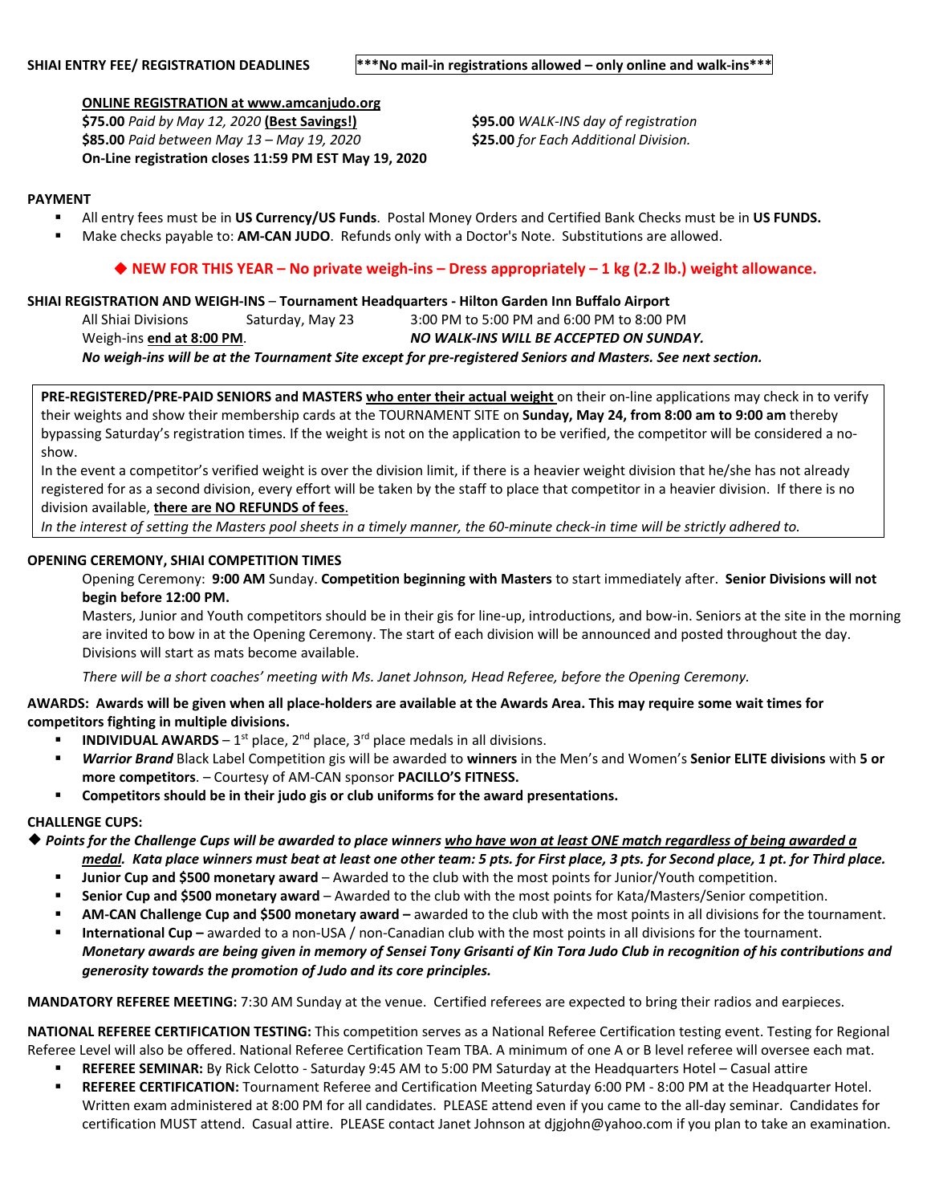**SHIAI ENTRY FEE/ REGISTRATION DEADLINES** **\*\*\*No mail-in registrations allowed – only online and walk-ins\*\*\***

**ONLINE REGISTRATION at www.amcanjudo.org**
**$75.00** *Paid by May 12, 2020* **(Best Savings!)**
**$85.00** *Paid between May 13 – May 19, 2020*
**On-Line registration closes 11:59 PM EST May 19, 2020**

**$95.00** *WALK-INS day of registration*
**$25.00** *for Each Additional Division.*

**PAYMENT**

- All entry fees must be in **US Currency/US Funds**. Postal Money Orders and Certified Bank Checks must be in **US FUNDS.**
- Make checks payable to: **AM-CAN JUDO**. Refunds only with a Doctor's Note. Substitutions are allowed.

**◆ NEW FOR THIS YEAR – No private weigh-ins – Dress appropriately – 1 kg (2.2 lb.) weight allowance.**

**SHIAI REGISTRATION AND WEIGH-INS** – **Tournament Headquarters - Hilton Garden Inn Buffalo Airport**

All Shiai Divisions | Saturday, May 23 | 3:00 PM to 5:00 PM and 6:00 PM to 8:00 PM
Weigh-ins **end at 8:00 PM**. ***NO WALK-INS WILL BE ACCEPTED ON SUNDAY.***
***No weigh-ins will be at the Tournament Site except for pre-registered Seniors and Masters. See next section.***

**PRE-REGISTERED/PRE-PAID SENIORS and MASTERS** **who enter their actual weight** on their on-line applications may check in to verify their weights and show their membership cards at the TOURNAMENT SITE on **Sunday, May 24, from 8:00 am to 9:00 am** thereby bypassing Saturday's registration times. If the weight is not on the application to be verified, the competitor will be considered a no-show.
In the event a competitor's verified weight is over the division limit, if there is a heavier weight division that he/she has not already registered for as a second division, every effort will be taken by the staff to place that competitor in a heavier division. If there is no division available, **there are NO REFUNDS of fees**.
*In the interest of setting the Masters pool sheets in a timely manner, the 60-minute check-in time will be strictly adhered to.*

**OPENING CEREMONY, SHIAI COMPETITION TIMES**

Opening Ceremony: **9:00 AM** Sunday. **Competition beginning with Masters** to start immediately after. **Senior Divisions will not begin before 12:00 PM.**
Masters, Junior and Youth competitors should be in their gis for line-up, introductions, and bow-in. Seniors at the site in the morning are invited to bow in at the Opening Ceremony. The start of each division will be announced and posted throughout the day. Divisions will start as mats become available.

*There will be a short coaches' meeting with Ms. Janet Johnson, Head Referee, before the Opening Ceremony.*

**AWARDS: Awards will be given when all place-holders are available at the Awards Area. This may require some wait times for competitors fighting in multiple divisions.**

- **INDIVIDUAL AWARDS** – 1st place, 2nd place, 3rd place medals in all divisions.
- ***Warrior Brand*** Black Label Competition gis will be awarded to **winners** in the Men's and Women's **Senior ELITE divisions** with **5 or more competitors**. – Courtesy of AM-CAN sponsor **PACILLO'S FITNESS.**
- **Competitors should be in their judo gis or club uniforms for the award presentations.**

**CHALLENGE CUPS:**

◆ ***Points for the Challenge Cups will be awarded to place winners*** ***who have won at least ONE match regardless of being awarded a medal****. **Kata place winners must beat at least one other team: 5 pts. for First place, 3 pts. for Second place, 1 pt. for Third place.***

- **Junior Cup and $500 monetary award** – Awarded to the club with the most points for Junior/Youth competition.
- **Senior Cup and $500 monetary award** – Awarded to the club with the most points for Kata/Masters/Senior competition.
- **AM-CAN Challenge Cup and $500 monetary award –** awarded to the club with the most points in all divisions for the tournament.
- **International Cup –** awarded to a non-USA / non-Canadian club with the most points in all divisions for the tournament.
  ***Monetary awards are being given in memory of Sensei Tony Grisanti of Kin Tora Judo Club in recognition of his contributions and generosity towards the promotion of Judo and its core principles.***

**MANDATORY REFEREE MEETING:** 7:30 AM Sunday at the venue. Certified referees are expected to bring their radios and earpieces.

**NATIONAL REFEREE CERTIFICATION TESTING:** This competition serves as a National Referee Certification testing event. Testing for Regional Referee Level will also be offered. National Referee Certification Team TBA. A minimum of one A or B level referee will oversee each mat.

- **REFEREE SEMINAR:** By Rick Celotto - Saturday 9:45 AM to 5:00 PM Saturday at the Headquarters Hotel – Casual attire
- **REFEREE CERTIFICATION:** Tournament Referee and Certification Meeting Saturday 6:00 PM - 8:00 PM at the Headquarter Hotel. Written exam administered at 8:00 PM for all candidates. PLEASE attend even if you came to the all-day seminar. Candidates for certification MUST attend. Casual attire. PLEASE contact Janet Johnson at djgjohn@yahoo.com if you plan to take an examination.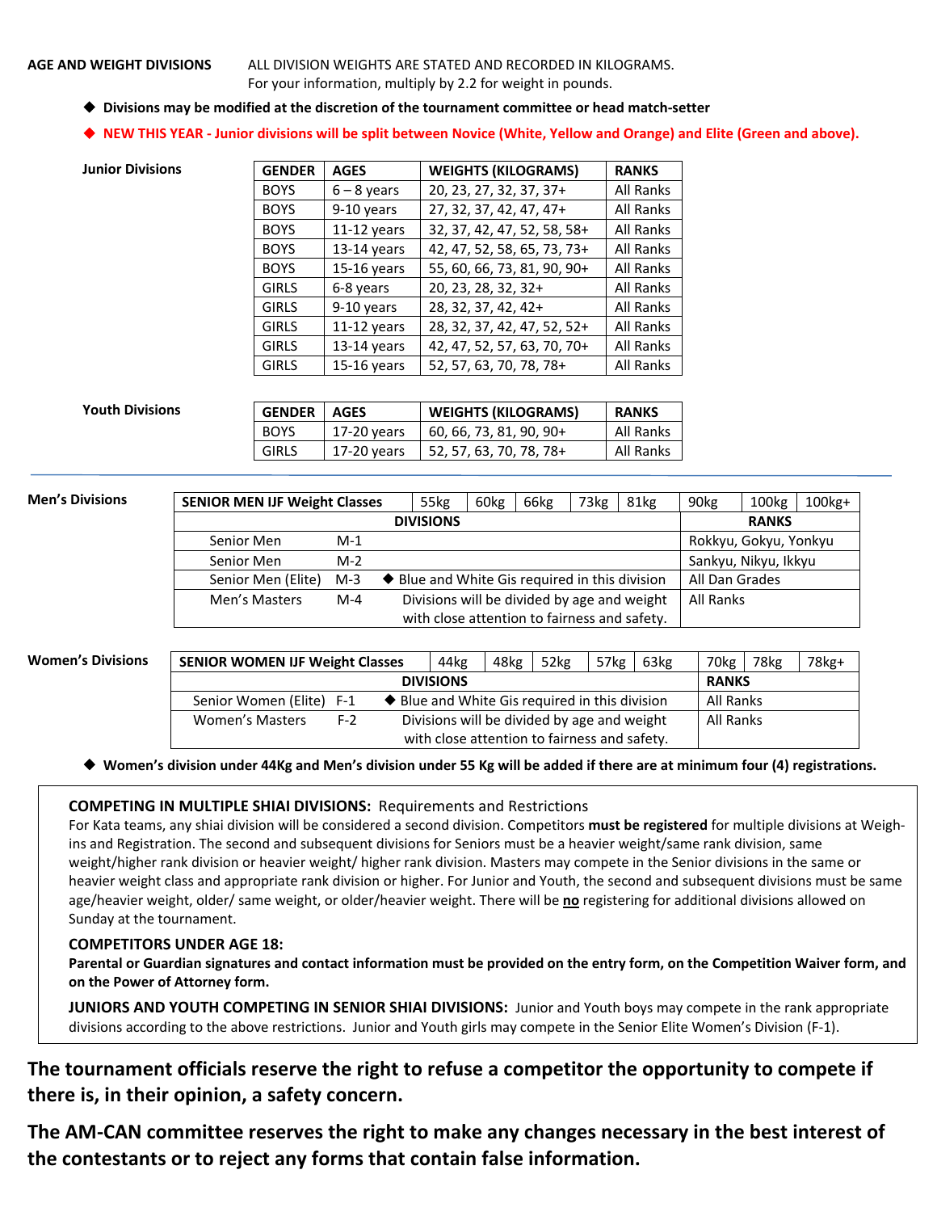**AGE AND WEIGHT DIVISIONS** ALL DIVISION WEIGHTS ARE STATED AND RECORDED IN KILOGRAMS. For your information, multiply by 2.2 for weight in pounds.

- ◆ **Divisions may be modified at the discretion of the tournament committee or head match-setter**
- ◆ **NEW THIS YEAR - Junior divisions will be split between Novice (White, Yellow and Orange) and Elite (Green and above).**

**Junior Divisions**

| GENDER | AGES | WEIGHTS (KILOGRAMS) | RANKS |
|---|---|---|---|
| BOYS | 6 – 8 years | 20, 23, 27, 32, 37, 37+ | All Ranks |
| BOYS | 9-10 years | 27, 32, 37, 42, 47, 47+ | All Ranks |
| BOYS | 11-12 years | 32, 37, 42, 47, 52, 58, 58+ | All Ranks |
| BOYS | 13-14 years | 42, 47, 52, 58, 65, 73, 73+ | All Ranks |
| BOYS | 15-16 years | 55, 60, 66, 73, 81, 90, 90+ | All Ranks |
| GIRLS | 6-8 years | 20, 23, 28, 32, 32+ | All Ranks |
| GIRLS | 9-10 years | 28, 32, 37, 42, 42+ | All Ranks |
| GIRLS | 11-12 years | 28, 32, 37, 42, 47, 52, 52+ | All Ranks |
| GIRLS | 13-14 years | 42, 47, 52, 57, 63, 70, 70+ | All Ranks |
| GIRLS | 15-16 years | 52, 57, 63, 70, 78, 78+ | All Ranks |

**Youth Divisions**

| GENDER | AGES | WEIGHTS (KILOGRAMS) | RANKS |
|---|---|---|---|
| BOYS | 17-20 years | 60, 66, 73, 81, 90, 90+ | All Ranks |
| GIRLS | 17-20 years | 52, 57, 63, 70, 78, 78+ | All Ranks |

**Men's Divisions**

| SENIOR MEN IJF Weight Classes | 55kg | 60kg | 66kg | 73kg | 81kg | 90kg | 100kg | 100kg+ |
|---|---|---|---|---|---|---|---|---|
| **DIVISIONS** | | | | | | **RANKS** | | |
| Senior Men M-1 | | | | | | Rokkyu, Gokyu, Yonkyu | | |
| Senior Men M-2 | | | | | | Sankyu, Nikyu, Ikkyu | | |
| Senior Men (Elite) M-3 ◆ Blue and White Gis required in this division | | | | | | All Dan Grades | | |
| Men's Masters M-4 Divisions will be divided by age and weight with close attention to fairness and safety. | | | | | | All Ranks | | |

**Women's Divisions**

| SENIOR WOMEN IJF Weight Classes | 44kg | 48kg | 52kg | 57kg | 63kg | 70kg | 78kg | 78kg+ |
|---|---|---|---|---|---|---|---|---|
| **DIVISIONS** | | | | | | **RANKS** | | |
| Senior Women (Elite) F-1 ◆ Blue and White Gis required in this division | | | | | | All Ranks | | |
| Women's Masters F-2 Divisions will be divided by age and weight with close attention to fairness and safety. | | | | | | All Ranks | | |

- ◆ **Women's division under 44Kg and Men's division under 55 Kg will be added if there are at minimum four (4) registrations.**

**COMPETING IN MULTIPLE SHIAI DIVISIONS:** Requirements and Restrictions
For Kata teams, any shiai division will be considered a second division. Competitors **must be registered** for multiple divisions at Weigh-ins and Registration. The second and subsequent divisions for Seniors must be a heavier weight/same rank division, same weight/higher rank division or heavier weight/ higher rank division. Masters may compete in the Senior divisions in the same or heavier weight class and appropriate rank division or higher. For Junior and Youth, the second and subsequent divisions must be same age/heavier weight, older/ same weight, or older/heavier weight. There will be **no** registering for additional divisions allowed on Sunday at the tournament.

**COMPETITORS UNDER AGE 18:**
**Parental or Guardian signatures and contact information must be provided on the entry form, on the Competition Waiver form, and on the Power of Attorney form.**

**JUNIORS AND YOUTH COMPETING IN SENIOR SHIAI DIVISIONS:** Junior and Youth boys may compete in the rank appropriate divisions according to the above restrictions. Junior and Youth girls may compete in the Senior Elite Women's Division (F-1).

**The tournament officials reserve the right to refuse a competitor the opportunity to compete if there is, in their opinion, a safety concern.**

**The AM-CAN committee reserves the right to make any changes necessary in the best interest of the contestants or to reject any forms that contain false information.**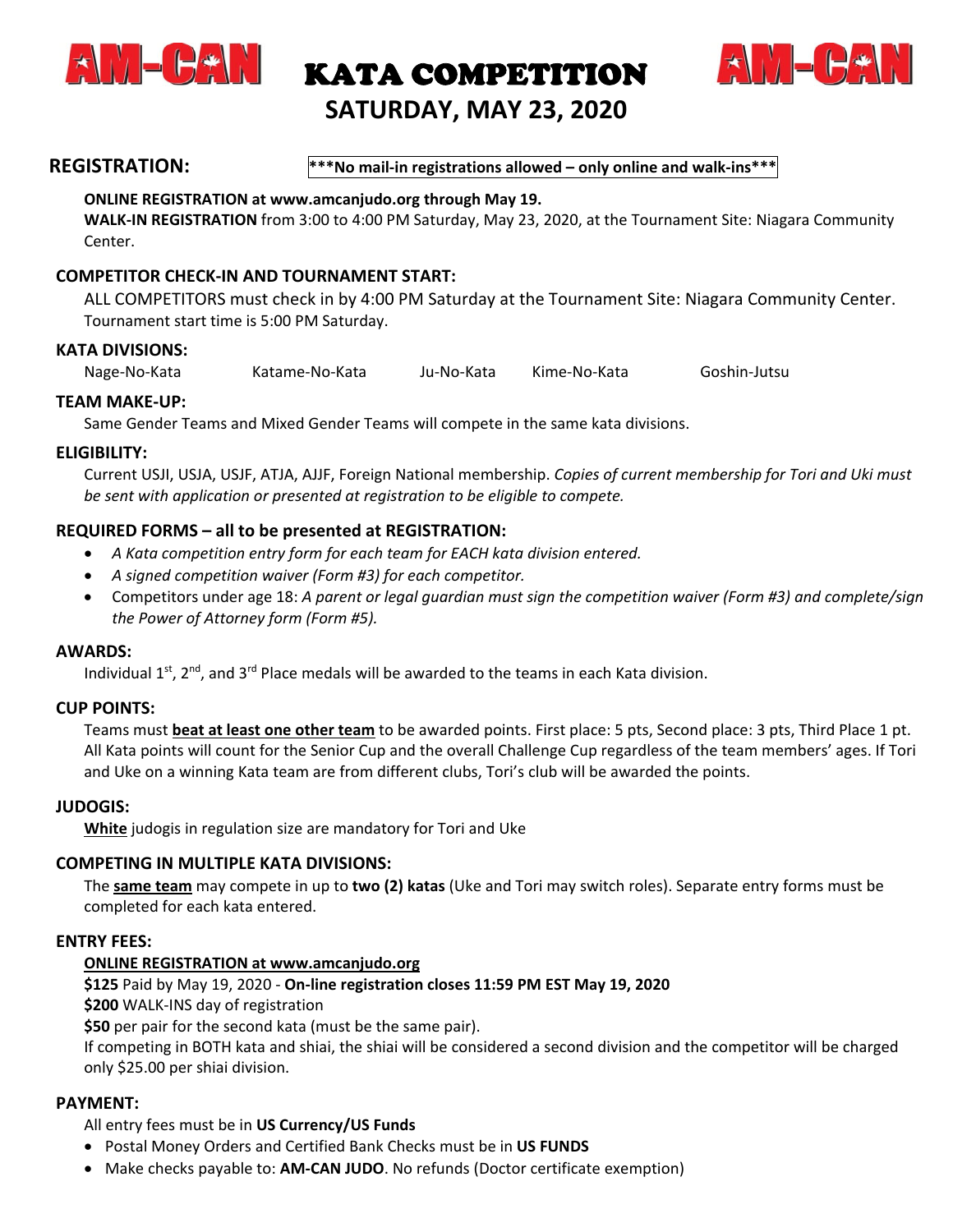# AM-CAN KATA COMPETITION AM-CAN

## SATURDAY, MAY 23, 2020

## REGISTRATION:

**\*\*\*No mail-in registrations allowed – only online and walk-ins\*\*\***

**ONLINE REGISTRATION at www.amcanjudo.org through May 19.**

**WALK-IN REGISTRATION** from 3:00 to 4:00 PM Saturday, May 23, 2020, at the Tournament Site: Niagara Community Center.

### COMPETITOR CHECK-IN AND TOURNAMENT START:

ALL COMPETITORS must check in by 4:00 PM Saturday at the Tournament Site: Niagara Community Center. Tournament start time is 5:00 PM Saturday.

### KATA DIVISIONS:

Nage-No-Kata    Katame-No-Kata    Ju-No-Kata    Kime-No-Kata    Goshin-Jutsu

### TEAM MAKE-UP:

Same Gender Teams and Mixed Gender Teams will compete in the same kata divisions.

### ELIGIBILITY:

Current USJI, USJA, USJF, ATJA, AJJF, Foreign National membership. *Copies of current membership for Tori and Uki must be sent with application or presented at registration to be eligible to compete.*

### REQUIRED FORMS – all to be presented at REGISTRATION:

- *A Kata competition entry form for each team for EACH kata division entered.*
- *A signed competition waiver (Form #3) for each competitor.*
- Competitors under age 18: *A parent or legal guardian must sign the competition waiver (Form #3) and complete/sign the Power of Attorney form (Form #5).*

### AWARDS:

Individual 1st, 2nd, and 3rd Place medals will be awarded to the teams in each Kata division.

### CUP POINTS:

Teams must **beat at least one other team** to be awarded points. First place: 5 pts, Second place: 3 pts, Third Place 1 pt. All Kata points will count for the Senior Cup and the overall Challenge Cup regardless of the team members' ages. If Tori and Uke on a winning Kata team are from different clubs, Tori's club will be awarded the points.

### JUDOGIS:

**White** judogis in regulation size are mandatory for Tori and Uke

### COMPETING IN MULTIPLE KATA DIVISIONS:

The **same team** may compete in up to **two (2) katas** (Uke and Tori may switch roles). Separate entry forms must be completed for each kata entered.

### ENTRY FEES:

**ONLINE REGISTRATION at www.amcanjudo.org**

**$125** Paid by May 19, 2020 - **On-line registration closes 11:59 PM EST May 19, 2020**

**$200** WALK-INS day of registration

**$50** per pair for the second kata (must be the same pair).

If competing in BOTH kata and shiai, the shiai will be considered a second division and the competitor will be charged only $25.00 per shiai division.

### PAYMENT:

All entry fees must be in **US Currency/US Funds**

- Postal Money Orders and Certified Bank Checks must be in **US FUNDS**
- Make checks payable to: **AM-CAN JUDO**. No refunds (Doctor certificate exemption)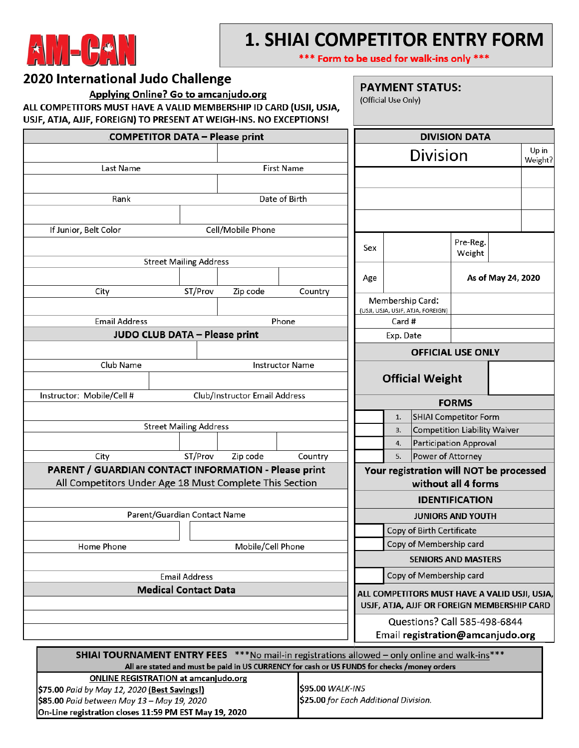AM-CAN

# 1. SHIAI COMPETITOR ENTRY FORM

*** Form to be used for walk-ins only ***

## 2020 International Judo Challenge

**Applying Online? Go to amcanjudo.org**

**ALL COMPETITORS MUST HAVE A VALID MEMBERSHIP ID CARD (USJI, USJA, USJF, ATJA, AJJF, FOREIGN) TO PRESENT AT WEIGH-INS. NO EXCEPTIONS!**

**PAYMENT STATUS:**
(Official Use Only)

| COMPETITOR DATA – Please print | | | |
|---|---|---|---|
| | | | |
| Last Name | | First Name | |
| | | | |
| Rank | | Date of Birth | |
| | | | |
| If Junior, Belt Color | | Cell/Mobile Phone | |
| | | | |
| Street Mailing Address | | | |
| | | | |
| City | ST/Prov | Zip code | Country |
| | | | |
| Email Address | | Phone | |

| JUDO CLUB DATA – Please print | | | |
|---|---|---|---|
| | | | |
| Club Name | | Instructor Name | |
| | | | |
| Instructor: Mobile/Cell # | | Club/Instructor Email Address | |
| | | | |
| Street Mailing Address | | | |
| | | | |
| City | ST/Prov | Zip code | Country |

| PARENT / GUARDIAN CONTACT INFORMATION - Please print<br>All Competitors Under Age 18 Must Complete This Section | |
|---|---|
| | |
| Parent/Guardian Contact Name | |
| | |
| Home Phone | Mobile/Cell Phone |
| | |
| Email Address | |

| Medical Contact Data |
|---|
| |
| |
| |

| DIVISION DATA | | | |
|---|---|---|---|
| Division | | | Up in Weight? |
| | | | |
| | | | |
| | | | |
| Sex | | Pre-Reg. Weight | |
| Age | | As of May 24, 2020 | |
| Membership Card: (USJI, USJA, USJF, ATJA, AJJF, FOREIGN) | | | |
| Card # | | | |
| Exp. Date | | | |

| OFFICIAL USE ONLY | |
|---|---|
| **Official Weight** | |

| FORMS | | |
|---|---|---|
| | 1. | SHIAI Competitor Form |
| | 3. | Competition Liability Waiver |
| | 4. | Participation Approval |
| | 5. | Power of Attorney |

**Your registration will NOT be processed without all 4 forms**

| IDENTIFICATION | |
|---|---|
| **JUNIORS AND YOUTH** | |
| | Copy of Birth Certificate |
| | Copy of Membership card |
| **SENIORS AND MASTERS** | |
| | Copy of Membership card |

**ALL COMPETITORS MUST HAVE A VALID USJI, USJA, USJF, ATJA, AJJF OR FOREIGN MEMBERSHIP CARD**

Questions? Call 585-498-6844
Email **registration@amcanjudo.org**

| **SHIAI TOURNAMENT ENTRY FEES** ***No mail-in registrations allowed – only online and walk-ins***<br>All are stated and must be paid in US CURRENCY for cash or US FUNDS for checks /money orders | |
|---|---|
| **ONLINE REGISTRATION at amcanjudo.org**<br>**$75.00** *Paid by May 12, 2020* **(Best Savings!)**<br>**$85.00** *Paid between May 13 – May 19, 2020*<br>**On-Line registration closes 11:59 PM EST May 19, 2020** | **$95.00** *WALK-INS*<br>**$25.00** *for Each Additional Division.* |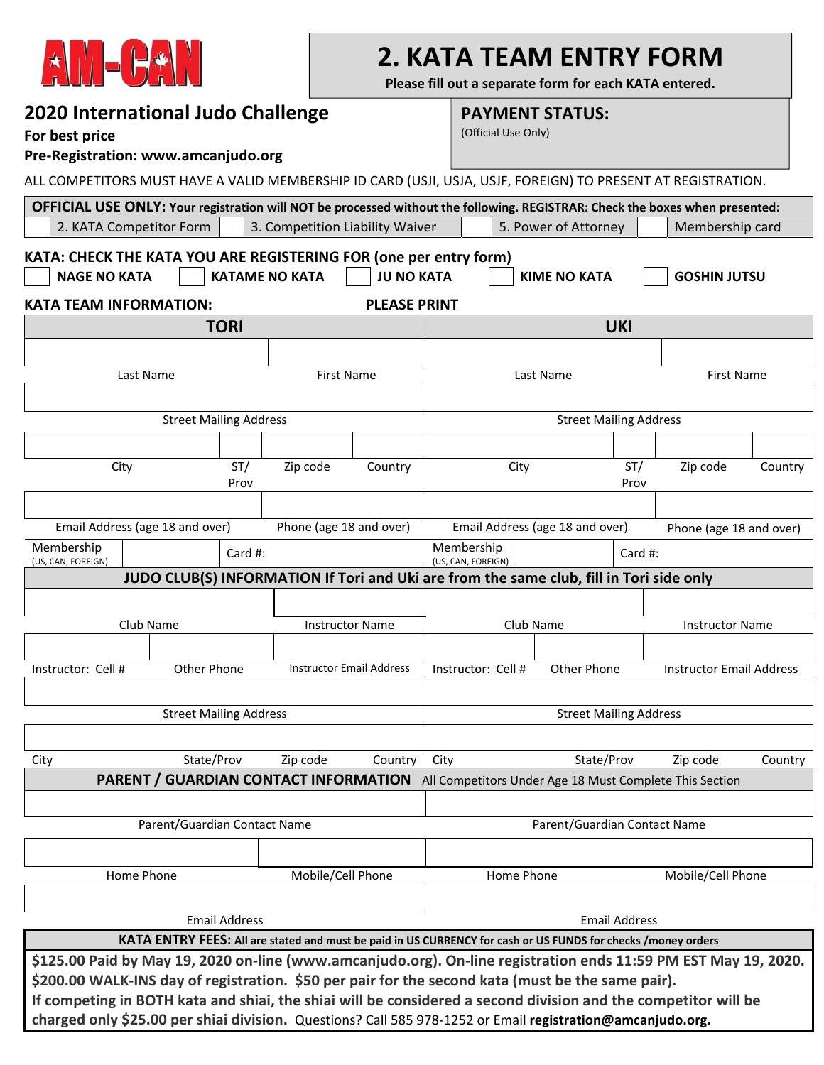AM-CAN

# 2. KATA TEAM ENTRY FORM

**Please fill out a separate form for each KATA entered.**

## 2020 International Judo Challenge

**For best price**

**Pre-Registration: www.amcanjudo.org**

**PAYMENT STATUS:**

(Official Use Only)

ALL COMPETITORS MUST HAVE A VALID MEMBERSHIP ID CARD (USJI, USJA, USJF, FOREIGN) TO PRESENT AT REGISTRATION.

| **OFFICIAL USE ONLY:** **Your registration will NOT be processed without the following. REGISTRAR: Check the boxes when presented:** | | | | | | | |
|---|---|---|---|---|---|---|---|
| ☐ | 2. KATA Competitor Form | ☐ | 3. Competition Liability Waiver | ☐ | 5. Power of Attorney | ☐ | Membership card |

**KATA: CHECK THE KATA YOU ARE REGISTERING FOR (one per entry form)**

☐ **NAGE NO KATA** ☐ **KATAME NO KATA** ☐ **JU NO KATA** ☐ **KIME NO KATA** ☐ **GOSHIN JUTSU**

**KATA TEAM INFORMATION:** **PLEASE PRINT**

| **TORI** | **UKI** |
|---|---|
| Last Name / First Name | Last Name / First Name |
| Street Mailing Address | Street Mailing Address |
| City / ST/Prov / Zip code / Country | City / ST/Prov / Zip code / Country |
| Email Address (age 18 and over) / Phone (age 18 and over) | Email Address (age 18 and over) / Phone (age 18 and over) |
| Membership (US, CAN, FOREIGN) / Card #: | Membership (US, CAN, FOREIGN) / Card #: |

**JUDO CLUB(S) INFORMATION If Tori and Uki are from the same club, fill in Tori side only**

| Tori | Uki |
|---|---|
| Club Name / Instructor Name | Club Name / Instructor Name |
| Instructor: Cell # / Other Phone / Instructor Email Address | Instructor: Cell # / Other Phone / Instructor Email Address |
| Street Mailing Address | Street Mailing Address |
| City / State/Prov / Zip code / Country | City / State/Prov / Zip code / Country |

**PARENT / GUARDIAN CONTACT INFORMATION** All Competitors Under Age 18 Must Complete This Section

| Tori | Uki |
|---|---|
| Parent/Guardian Contact Name | Parent/Guardian Contact Name |
| Home Phone / Mobile/Cell Phone | Home Phone / Mobile/Cell Phone |
| Email Address | Email Address |

**KATA ENTRY FEES: All are stated and must be paid in US CURRENCY for cash or US FUNDS for checks /money orders**

**$125.00 Paid by May 19, 2020 on-line (www.amcanjudo.org). On-line registration ends 11:59 PM EST May 19, 2020.**
**$200.00 WALK-INS day of registration. $50 per pair for the second kata (must be the same pair).**
**If competing in BOTH kata and shiai, the shiai will be considered a second division and the competitor will be charged only $25.00 per shiai division.** Questions? Call 585 978-1252 or Email **registration@amcanjudo.org.**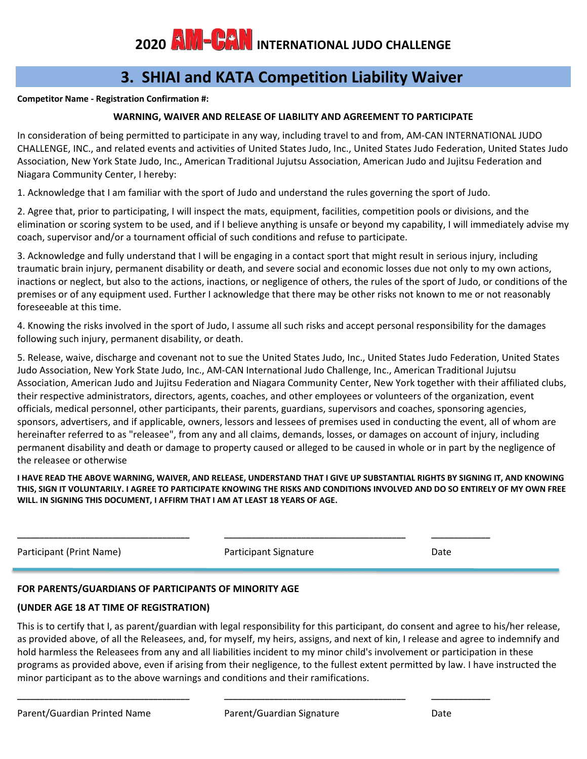# 2020 AM-CAN INTERNATIONAL JUDO CHALLENGE

## 3. SHIAI and KATA Competition Liability Waiver

**Competitor Name - Registration Confirmation #:**

**WARNING, WAIVER AND RELEASE OF LIABILITY AND AGREEMENT TO PARTICIPATE**

In consideration of being permitted to participate in any way, including travel to and from, AM-CAN INTERNATIONAL JUDO CHALLENGE, INC., and related events and activities of United States Judo, Inc., United States Judo Federation, United States Judo Association, New York State Judo, Inc., American Traditional Jujutsu Association, American Judo and Jujitsu Federation and Niagara Community Center, I hereby:

1. Acknowledge that I am familiar with the sport of Judo and understand the rules governing the sport of Judo.

2. Agree that, prior to participating, I will inspect the mats, equipment, facilities, competition pools or divisions, and the elimination or scoring system to be used, and if I believe anything is unsafe or beyond my capability, I will immediately advise my coach, supervisor and/or a tournament official of such conditions and refuse to participate.

3. Acknowledge and fully understand that I will be engaging in a contact sport that might result in serious injury, including traumatic brain injury, permanent disability or death, and severe social and economic losses due not only to my own actions, inactions or neglect, but also to the actions, inactions, or negligence of others, the rules of the sport of Judo, or conditions of the premises or of any equipment used. Further I acknowledge that there may be other risks not known to me or not reasonably foreseeable at this time.

4. Knowing the risks involved in the sport of Judo, I assume all such risks and accept personal responsibility for the damages following such injury, permanent disability, or death.

5. Release, waive, discharge and covenant not to sue the United States Judo, Inc., United States Judo Federation, United States Judo Association, New York State Judo, Inc., AM-CAN International Judo Challenge, Inc., American Traditional Jujutsu Association, American Judo and Jujitsu Federation and Niagara Community Center, New York together with their affiliated clubs, their respective administrators, directors, agents, coaches, and other employees or volunteers of the organization, event officials, medical personnel, other participants, their parents, guardians, supervisors and coaches, sponsoring agencies, sponsors, advertisers, and if applicable, owners, lessors and lessees of premises used in conducting the event, all of whom are hereinafter referred to as "releasee", from any and all claims, demands, losses, or damages on account of injury, including permanent disability and death or damage to property caused or alleged to be caused in whole or in part by the negligence of the releasee or otherwise

**I HAVE READ THE ABOVE WARNING, WAIVER, AND RELEASE, UNDERSTAND THAT I GIVE UP SUBSTANTIAL RIGHTS BY SIGNING IT, AND KNOWING THIS, SIGN IT VOLUNTARILY. I AGREE TO PARTICIPATE KNOWING THE RISKS AND CONDITIONS INVOLVED AND DO SO ENTIRELY OF MY OWN FREE WILL. IN SIGNING THIS DOCUMENT, I AFFIRM THAT I AM AT LEAST 18 YEARS OF AGE.**

_______________________________ _______________________________ ___________

Participant (Print Name) Participant Signature Date

---

**FOR PARENTS/GUARDIANS OF PARTICIPANTS OF MINORITY AGE**

**(UNDER AGE 18 AT TIME OF REGISTRATION)**

This is to certify that I, as parent/guardian with legal responsibility for this participant, do consent and agree to his/her release, as provided above, of all the Releasees, and, for myself, my heirs, assigns, and next of kin, I release and agree to indemnify and hold harmless the Releasees from any and all liabilities incident to my minor child's involvement or participation in these programs as provided above, even if arising from their negligence, to the fullest extent permitted by law. I have instructed the minor participant as to the above warnings and conditions and their ramifications.

_______________________________ _______________________________ ___________

Parent/Guardian Printed Name Parent/Guardian Signature Date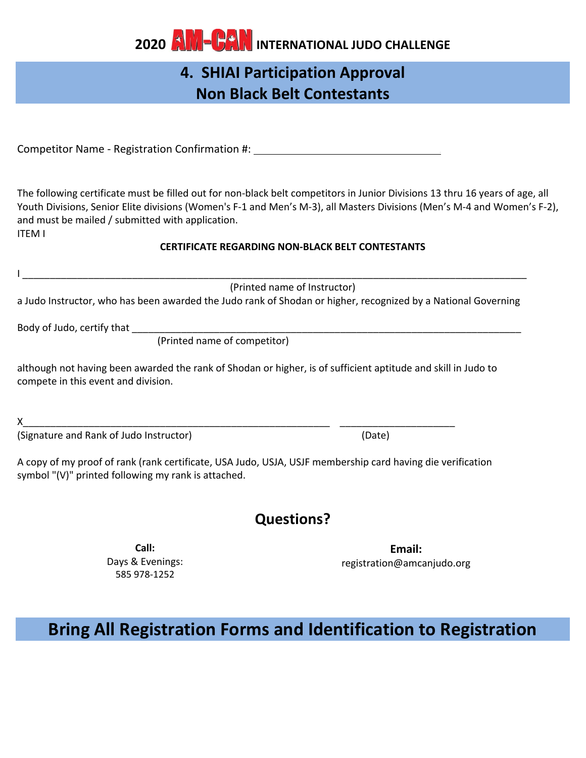# 2020 AM-CAN INTERNATIONAL JUDO CHALLENGE

## 4. SHIAI Participation Approval
## Non Black Belt Contestants

Competitor Name - Registration Confirmation #: ________________________________

The following certificate must be filled out for non-black belt competitors in Junior Divisions 13 thru 16 years of age, all Youth Divisions, Senior Elite divisions (Women's F-1 and Men's M-3), all Masters Divisions (Men's M-4 and Women's F-2), and must be mailed / submitted with application.
ITEM I

**CERTIFICATE REGARDING NON-BLACK BELT CONTESTANTS**

I ____________________________________________________________________________________
(Printed name of Instructor)
a Judo Instructor, who has been awarded the Judo rank of Shodan or higher, recognized by a National Governing

Body of Judo, certify that _______________________________________________________________________
(Printed name of competitor)

although not having been awarded the rank of Shodan or higher, is of sufficient aptitude and skill in Judo to compete in this event and division.

X_______________________________________________________ ____________________
(Signature and Rank of Judo Instructor) (Date)

A copy of my proof of rank (rank certificate, USA Judo, USJA, USJF membership card having die verification symbol "(V)" printed following my rank is attached.

## Questions?

**Call:**
Days & Evenings:
585 978-1252

**Email:**
registration@amcanjudo.org

## Bring All Registration Forms and Identification to Registration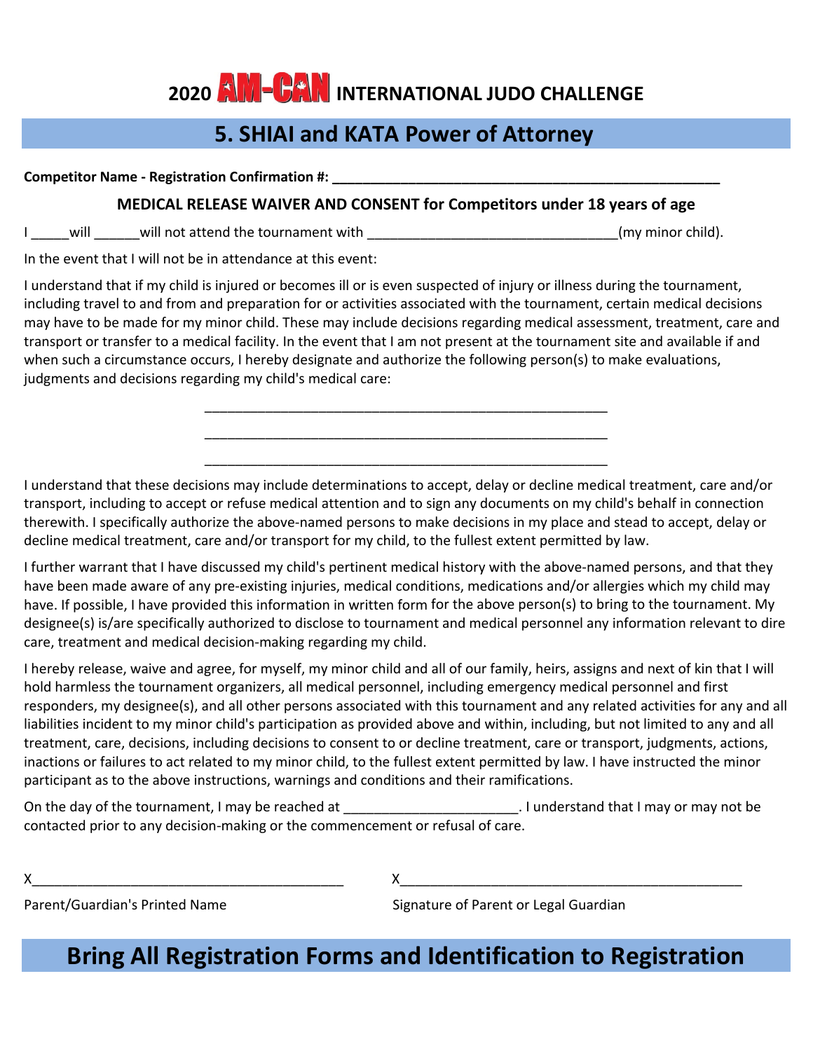# 2020 AM-CAN INTERNATIONAL JUDO CHALLENGE

## 5. SHIAI and KATA Power of Attorney

**Competitor Name - Registration Confirmation #: ____________________________________________________**

### MEDICAL RELEASE WAIVER AND CONSENT for Competitors under 18 years of age

I _____will ______will not attend the tournament with ________________________________(my minor child).

In the event that I will not be in attendance at this event:

I understand that if my child is injured or becomes ill or is even suspected of injury or illness during the tournament, including travel to and from and preparation for or activities associated with the tournament, certain medical decisions may have to be made for my minor child. These may include decisions regarding medical assessment, treatment, care and transport or transfer to a medical facility. In the event that I am not present at the tournament site and available if and when such a circumstance occurs, I hereby designate and authorize the following person(s) to make evaluations, judgments and decisions regarding my child's medical care:

_____________________________________________________

_____________________________________________________

_____________________________________________________

I understand that these decisions may include determinations to accept, delay or decline medical treatment, care and/or transport, including to accept or refuse medical attention and to sign any documents on my child's behalf in connection therewith. I specifically authorize the above-named persons to make decisions in my place and stead to accept, delay or decline medical treatment, care and/or transport for my child, to the fullest extent permitted by law.

I further warrant that I have discussed my child's pertinent medical history with the above-named persons, and that they have been made aware of any pre-existing injuries, medical conditions, medications and/or allergies which my child may have. If possible, I have provided this information in written form for the above person(s) to bring to the tournament. My designee(s) is/are specifically authorized to disclose to tournament and medical personnel any information relevant to dire care, treatment and medical decision-making regarding my child.

I hereby release, waive and agree, for myself, my minor child and all of our family, heirs, assigns and next of kin that I will hold harmless the tournament organizers, all medical personnel, including emergency medical personnel and first responders, my designee(s), and all other persons associated with this tournament and any related activities for any and all liabilities incident to my minor child's participation as provided above and within, including, but not limited to any and all treatment, care, decisions, including decisions to consent to or decline treatment, care or transport, judgments, actions, inactions or failures to act related to my minor child, to the fullest extent permitted by law. I have instructed the minor participant as to the above instructions, warnings and conditions and their ramifications.

On the day of the tournament, I may be reached at ______________________. I understand that I may or may not be contacted prior to any decision-making or the commencement or refusal of care.

X________________________________________

Parent/Guardian's Printed Name

X_____________________________________________

Signature of Parent or Legal Guardian

## Bring All Registration Forms and Identification to Registration